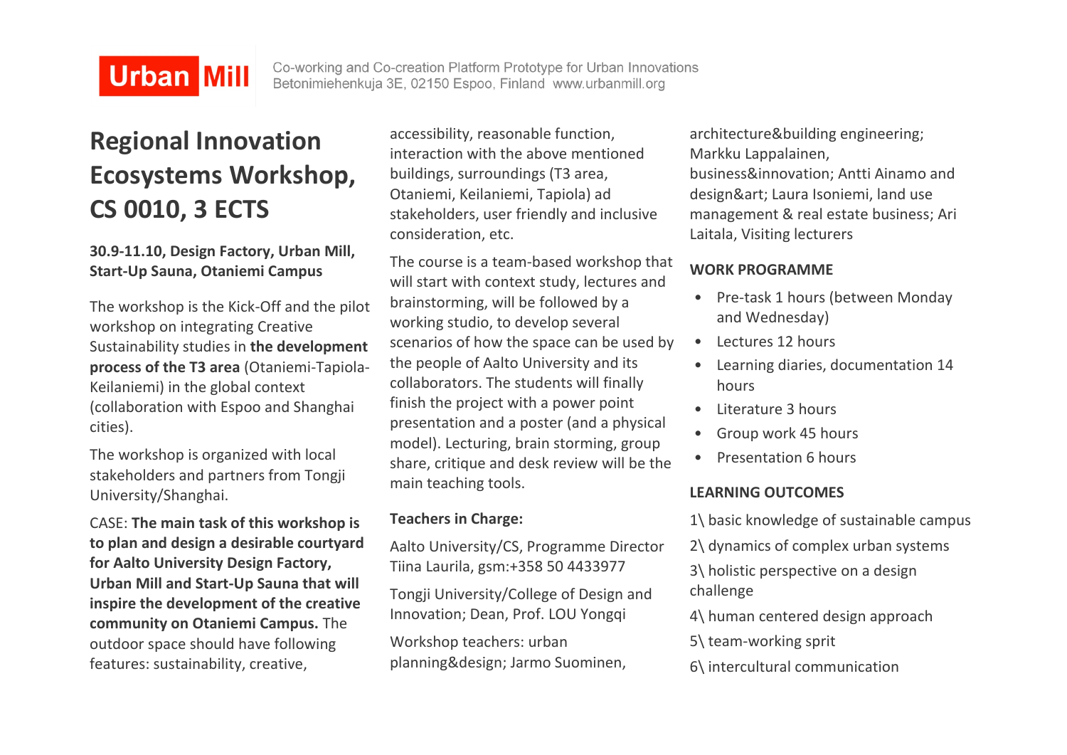Urban Mill

Co-working and Co-creation Platform Prototype for Urban Innovations
Betonimiehenkuja 3E, 02150 Espoo, Finland www.urbanmill.org

# Regional Innovation Ecosystems Workshop, CS 0010, 3 ECTS

**30.9-11.10, Design Factory, Urban Mill, Start-Up Sauna, Otaniemi Campus**

The workshop is the Kick-Off and the pilot workshop on integrating Creative Sustainability studies in **the development process of the T3 area** (Otaniemi-Tapiola-Keilaniemi) in the global context (collaboration with Espoo and Shanghai cities).

The workshop is organized with local stakeholders and partners from Tongji University/Shanghai.

CASE: **The main task of this workshop is to plan and design a desirable courtyard for Aalto University Design Factory, Urban Mill and Start-Up Sauna that will inspire the development of the creative community on Otaniemi Campus.** The outdoor space should have following features: sustainability, creative, accessibility, reasonable function, interaction with the above mentioned buildings, surroundings (T3 area, Otaniemi, Keilaniemi, Tapiola) ad stakeholders, user friendly and inclusive consideration, etc.

The course is a team-based workshop that will start with context study, lectures and brainstorming, will be followed by a working studio, to develop several scenarios of how the space can be used by the people of Aalto University and its collaborators. The students will finally finish the project with a power point presentation and a poster (and a physical model). Lecturing, brain storming, group share, critique and desk review will be the main teaching tools.

**Teachers in Charge:**

Aalto University/CS, Programme Director Tiina Laurila, gsm:+358 50 4433977

Tongji University/College of Design and Innovation; Dean, Prof. LOU Yongqi

Workshop teachers: urban planning&design; Jarmo Suominen, architecture&building engineering; Markku Lappalainen, business&innovation; Antti Ainamo and design&art; Laura Isoniemi, land use management & real estate business; Ari Laitala, Visiting lecturers

**WORK PROGRAMME**

- Pre-task 1 hours (between Monday and Wednesday)
- Lectures 12 hours
- Learning diaries, documentation 14 hours
- Literature 3 hours
- Group work 45 hours
- Presentation 6 hours

**LEARNING OUTCOMES**

1\ basic knowledge of sustainable campus

2\ dynamics of complex urban systems

3\ holistic perspective on a design challenge

4\ human centered design approach

5\ team-working sprit

6\ intercultural communication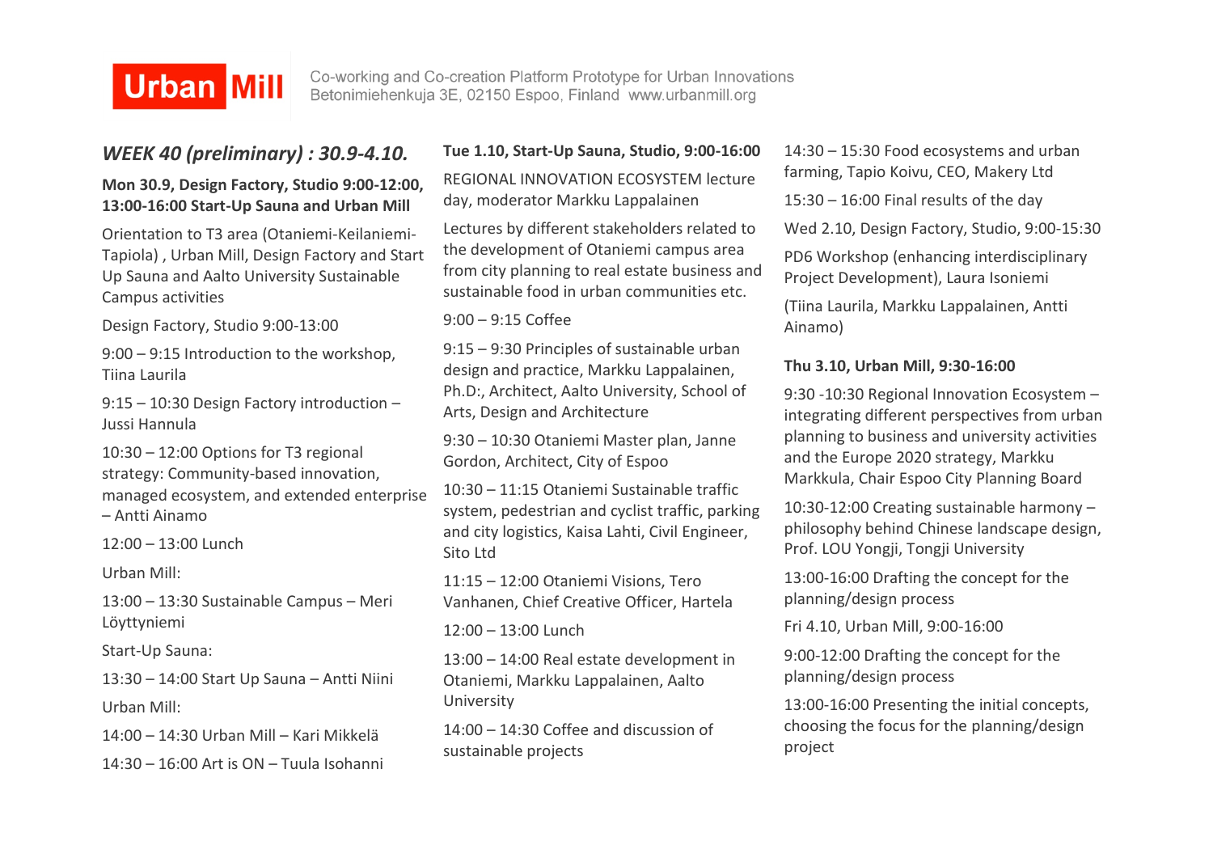**Urban Mill** Co-working and Co-creation Platform Prototype for Urban Innovations
Betonimiehenkuja 3E, 02150 Espoo, Finland www.urbanmill.org

## *WEEK 40 (preliminary) : 30.9-4.10.*

**Mon 30.9, Design Factory, Studio 9:00-12:00, 13:00-16:00 Start-Up Sauna and Urban Mill**

Orientation to T3 area (Otaniemi-Keilaniemi-Tapiola) , Urban Mill, Design Factory and Start Up Sauna and Aalto University Sustainable Campus activities

Design Factory, Studio 9:00-13:00

9:00 – 9:15 Introduction to the workshop, Tiina Laurila

9:15 – 10:30 Design Factory introduction – Jussi Hannula

10:30 – 12:00 Options for T3 regional strategy: Community-based innovation, managed ecosystem, and extended enterprise – Antti Ainamo

12:00 – 13:00 Lunch

Urban Mill:

13:00 – 13:30 Sustainable Campus – Meri Löyttyniemi

Start-Up Sauna:

13:30 – 14:00 Start Up Sauna – Antti Niini

Urban Mill:

14:00 – 14:30 Urban Mill – Kari Mikkelä

14:30 – 16:00 Art is ON – Tuula Isohanni

**Tue 1.10, Start-Up Sauna, Studio, 9:00-16:00**

REGIONAL INNOVATION ECOSYSTEM lecture day, moderator Markku Lappalainen

Lectures by different stakeholders related to the development of Otaniemi campus area from city planning to real estate business and sustainable food in urban communities etc.

9:00 – 9:15 Coffee

9:15 – 9:30 Principles of sustainable urban design and practice, Markku Lappalainen, Ph.D:, Architect, Aalto University, School of Arts, Design and Architecture

9:30 – 10:30 Otaniemi Master plan, Janne Gordon, Architect, City of Espoo

10:30 – 11:15 Otaniemi Sustainable traffic system, pedestrian and cyclist traffic, parking and city logistics, Kaisa Lahti, Civil Engineer, Sito Ltd

11:15 – 12:00 Otaniemi Visions, Tero Vanhanen, Chief Creative Officer, Hartela

12:00 – 13:00 Lunch

13:00 – 14:00 Real estate development in Otaniemi, Markku Lappalainen, Aalto University

14:00 – 14:30 Coffee and discussion of sustainable projects

14:30 – 15:30 Food ecosystems and urban farming, Tapio Koivu, CEO, Makery Ltd

15:30 – 16:00 Final results of the day

Wed 2.10, Design Factory, Studio, 9:00-15:30

PD6 Workshop (enhancing interdisciplinary Project Development), Laura Isoniemi

(Tiina Laurila, Markku Lappalainen, Antti Ainamo)

**Thu 3.10, Urban Mill, 9:30-16:00**

9:30 -10:30 Regional Innovation Ecosystem – integrating different perspectives from urban planning to business and university activities and the Europe 2020 strategy, Markku Markkula, Chair Espoo City Planning Board

10:30-12:00 Creating sustainable harmony – philosophy behind Chinese landscape design, Prof. LOU Yongji, Tongji University

13:00-16:00 Drafting the concept for the planning/design process

Fri 4.10, Urban Mill, 9:00-16:00

9:00-12:00 Drafting the concept for the planning/design process

13:00-16:00 Presenting the initial concepts, choosing the focus for the planning/design project